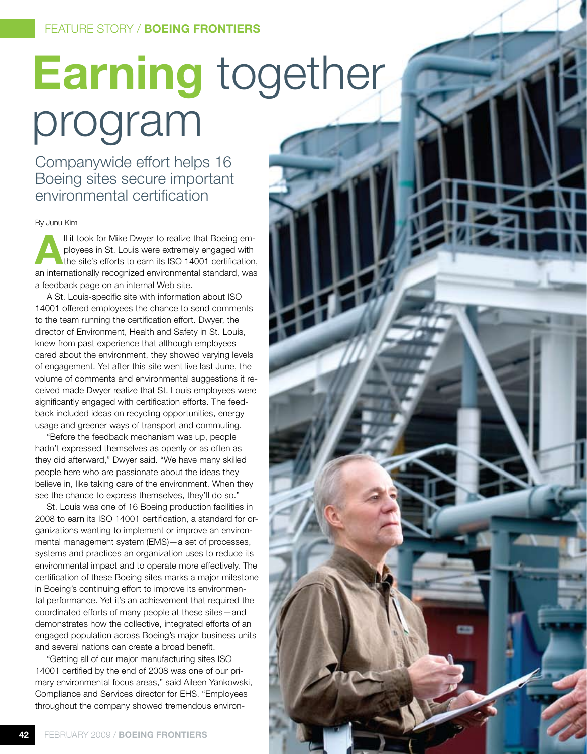FEATURE STORY / **BOEING FRONTIERS**

# **Earning** together program

## Companywide effort helps 16 Boeing sites secure important environmental certification

By Junu Kim

All it took for Mike Dwyer to realize that Boeing employees in St. Louis were extremely engaged with the site's efforts to earn its ISO 14001 certification, an internationally recognized environmental standard, was a feedback page on an internal Web site.

A St. Louis-specific site with information about ISO 14001 offered employees the chance to send comments to the team running the certification effort. Dwyer, the director of Environment, Health and Safety in St. Louis, knew from past experience that although employees cared about the environment, they showed varying levels of engagement. Yet after this site went live last June, the volume of comments and environmental suggestions it received made Dwyer realize that St. Louis employees were significantly engaged with certification efforts. The feedback included ideas on recycling opportunities, energy usage and greener ways of transport and commuting.

"Before the feedback mechanism was up, people hadn't expressed themselves as openly or as often as they did afterward," Dwyer said. "We have many skilled people here who are passionate about the ideas they believe in, like taking care of the environment. When they see the chance to express themselves, they'll do so."

St. Louis was one of 16 Boeing production facilities in 2008 to earn its ISO 14001 certification, a standard for organizations wanting to implement or improve an environmental management system (EMS)—a set of processes, systems and practices an organization uses to reduce its environmental impact and to operate more effectively. The certification of these Boeing sites marks a major milestone in Boeing's continuing effort to improve its environmental performance. Yet it's an achievement that required the coordinated efforts of many people at these sites—and demonstrates how the collective, integrated efforts of an engaged population across Boeing's major business units and several nations can create a broad benefit.

"Getting all of our major manufacturing sites ISO 14001 certified by the end of 2008 was one of our primary environmental focus areas," said Aileen Yankowski, Compliance and Services director for EHS. "Employees throughout the company showed tremendous environ-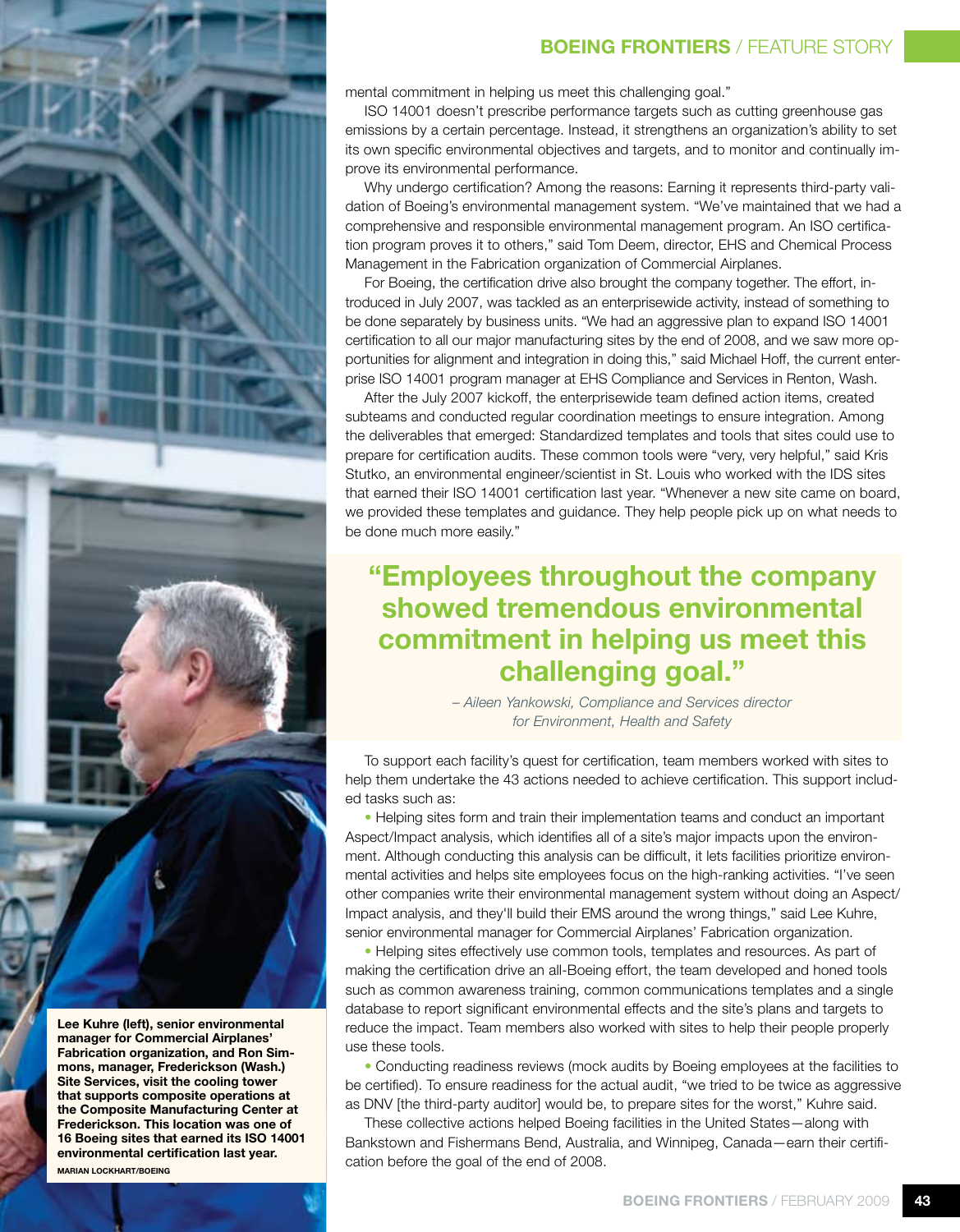mental commitment in helping us meet this challenging goal."

ISO 14001 doesn't prescribe performance targets such as cutting greenhouse gas emissions by a certain percentage. Instead, it strengthens an organization's ability to set its own specific environmental objectives and targets, and to monitor and continually improve its environmental performance.

Why undergo certification? Among the reasons: Earning it represents third-party validation of Boeing's environmental management system. "We've maintained that we had a comprehensive and responsible environmental management program. An ISO certification program proves it to others," said Tom Deem, director, EHS and Chemical Process Management in the Fabrication organization of Commercial Airplanes.

For Boeing, the certification drive also brought the company together. The effort, introduced in July 2007, was tackled as an enterprisewide activity, instead of something to be done separately by business units. "We had an aggressive plan to expand ISO 14001 certification to all our major manufacturing sites by the end of 2008, and we saw more opportunities for alignment and integration in doing this," said Michael Hoff, the current enterprise ISO 14001 program manager at EHS Compliance and Services in Renton, Wash.

After the July 2007 kickoff, the enterprisewide team defined action items, created subteams and conducted regular coordination meetings to ensure integration. Among the deliverables that emerged: Standardized templates and tools that sites could use to prepare for certification audits. These common tools were "very, very helpful," said Kris Stutko, an environmental engineer/scientist in St. Louis who worked with the IDS sites that earned their ISO 14001 certification last year. "Whenever a new site came on board, we provided these templates and guidance. They help people pick up on what needs to be done much more easily."

> **"Employees throughout the company showed tremendous environmental commitment in helping us meet this challenging goal."**
>
> *– Aileen Yankowski, Compliance and Services director for Environment, Health and Safety*

To support each facility's quest for certification, team members worked with sites to help them undertake the 43 actions needed to achieve certification. This support included tasks such as:

- Helping sites form and train their implementation teams and conduct an important Aspect/Impact analysis, which identifies all of a site's major impacts upon the environment. Although conducting this analysis can be difficult, it lets facilities prioritize environmental activities and helps site employees focus on the high-ranking activities. "I've seen other companies write their environmental management system without doing an Aspect/Impact analysis, and they'll build their EMS around the wrong things," said Lee Kuhre, senior environmental manager for Commercial Airplanes' Fabrication organization.
- Helping sites effectively use common tools, templates and resources. As part of making the certification drive an all-Boeing effort, the team developed and honed tools such as common awareness training, common communications templates and a single database to report significant environmental effects and the site's plans and targets to reduce the impact. Team members also worked with sites to help their people properly use these tools.
- Conducting readiness reviews (mock audits by Boeing employees at the facilities to be certified). To ensure readiness for the actual audit, "we tried to be twice as aggressive as DNV [the third-party auditor] would be, to prepare sites for the worst," Kuhre said.

These collective actions helped Boeing facilities in the United States—along with Bankstown and Fishermans Bend, Australia, and Winnipeg, Canada—earn their certification before the goal of the end of 2008.

**Lee Kuhre (left), senior environmental manager for Commercial Airplanes' Fabrication organization, and Ron Simmons, manager, Frederickson (Wash.) Site Services, visit the cooling tower that supports composite operations at the Composite Manufacturing Center at Frederickson. This location was one of 16 Boeing sites that earned its ISO 14001 environmental certification last year.**

MARIAN LOCKHART/BOEING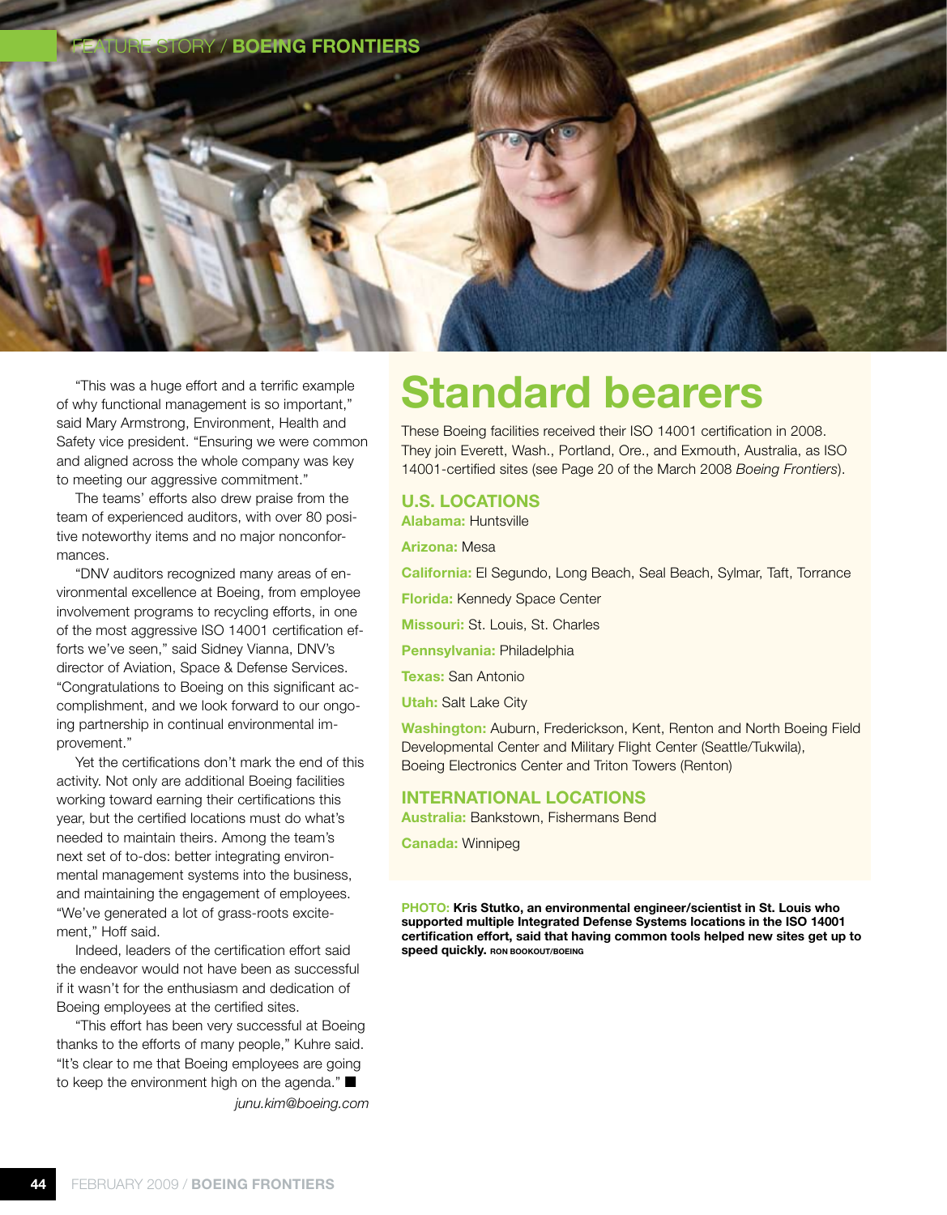"This was a huge effort and a terrific example of why functional management is so important," said Mary Armstrong, Environment, Health and Safety vice president. "Ensuring we were common and aligned across the whole company was key to meeting our aggressive commitment."

The teams' efforts also drew praise from the team of experienced auditors, with over 80 positive noteworthy items and no major nonconformances.

"DNV auditors recognized many areas of environmental excellence at Boeing, from employee involvement programs to recycling efforts, in one of the most aggressive ISO 14001 certification efforts we've seen," said Sidney Vianna, DNV's director of Aviation, Space & Defense Services. "Congratulations to Boeing on this significant accomplishment, and we look forward to our ongoing partnership in continual environmental improvement."

Yet the certifications don't mark the end of this activity. Not only are additional Boeing facilities working toward earning their certifications this year, but the certified locations must do what's needed to maintain theirs. Among the team's next set of to-dos: better integrating environmental management systems into the business, and maintaining the engagement of employees. "We've generated a lot of grass-roots excitement," Hoff said.

Indeed, leaders of the certification effort said the endeavor would not have been as successful if it wasn't for the enthusiasm and dedication of Boeing employees at the certified sites.

"This effort has been very successful at Boeing thanks to the efforts of many people," Kuhre said. "It's clear to me that Boeing employees are going to keep the environment high on the agenda." ■

*junu.kim@boeing.com*

# Standard bearers

These Boeing facilities received their ISO 14001 certification in 2008. They join Everett, Wash., Portland, Ore., and Exmouth, Australia, as ISO 14001-certified sites (see Page 20 of the March 2008 *Boeing Frontiers*).

## U.S. LOCATIONS

**Alabama:** Huntsville

**Arizona:** Mesa

**California:** El Segundo, Long Beach, Seal Beach, Sylmar, Taft, Torrance

**Florida:** Kennedy Space Center

**Missouri:** St. Louis, St. Charles

**Pennsylvania:** Philadelphia

**Texas:** San Antonio

**Utah:** Salt Lake City

**Washington:** Auburn, Frederickson, Kent, Renton and North Boeing Field Developmental Center and Military Flight Center (Seattle/Tukwila), Boeing Electronics Center and Triton Towers (Renton)

## INTERNATIONAL LOCATIONS

**Australia:** Bankstown, Fishermans Bend

**Canada:** Winnipeg

**PHOTO: Kris Stutko, an environmental engineer/scientist in St. Louis who supported multiple Integrated Defense Systems locations in the ISO 14001 certification effort, said that having common tools helped new sites get up to speed quickly.** RON BOOKOUT/BOEING